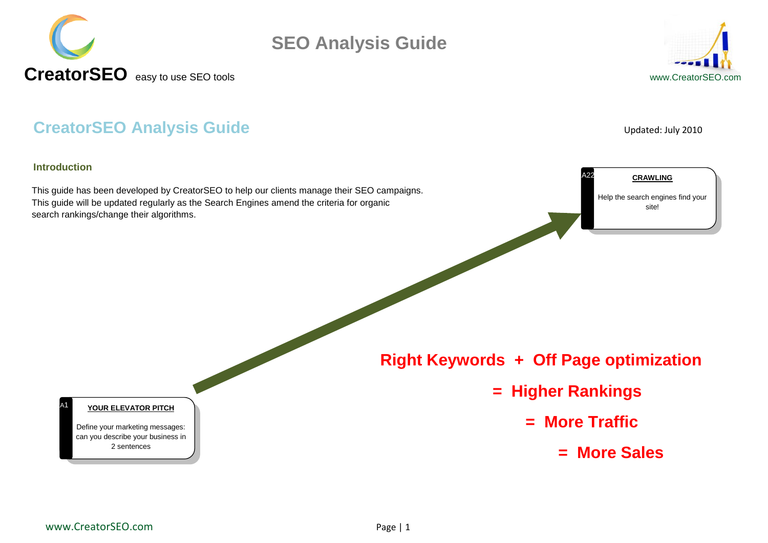# SEO Analysis Guide

**CreatorSEO** easy to use SEO tools

www.CreatorSEO.com

## CreatorSEO Analysis Guide

Updated: July 2010

### Introduction

This guide has been developed by CreatorSEO to help our clients manage their SEO campaigns. This guide will be updated regularly as the Search Engines amend the criteria for organic search rankings/change their algorithms.

A22

**CRAWLING**

Help the search engines find your site!

**Right Keywords + Off Page optimization**

**= Higher Rankings**

**= More Traffic**

**= More Sales**

A1

**YOUR ELEVATOR PITCH**

Define your marketing messages: can you describe your business in 2 sentences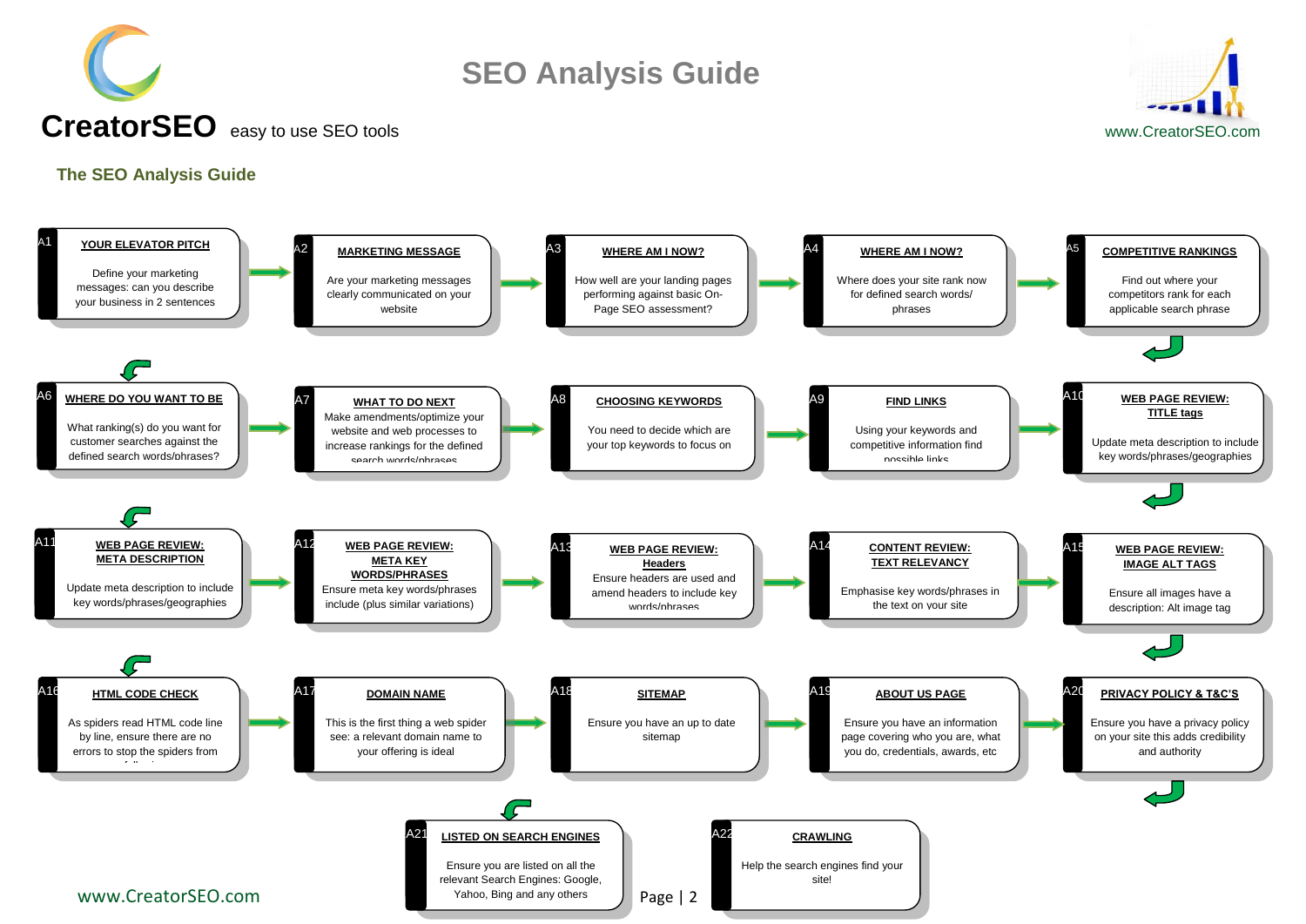# SEO Analysis Guide

**CreatorSEO** easy to use SEO tools

www.CreatorSEO.com

## The SEO Analysis Guide

**A1 — YOUR ELEVATOR PITCH**
Define your marketing messages: can you describe your business in 2 sentences

**A2 — MARKETING MESSAGE**
Are your marketing messages clearly communicated on your website

**A3 — WHERE AM I NOW?**
How well are your landing pages performing against basic On-Page SEO assessment?

**A4 — WHERE AM I NOW?**
Where does your site rank now for defined search words/ phrases

**A5 — COMPETITIVE RANKINGS**
Find out where your competitors rank for each applicable search phrase

**A6 — WHERE DO YOU WANT TO BE**
What ranking(s) do you want for customer searches against the defined search words/phrases?

**A7 — WHAT TO DO NEXT**
Make amendments/optimize your website and web processes to increase rankings for the defined search words/phrases

**A8 — CHOOSING KEYWORDS**
You need to decide which are your top keywords to focus on

**A9 — FIND LINKS**
Using your keywords and competitive information find possible links

**A10 — WEB PAGE REVIEW: TITLE tags**
Update meta description to include key words/phrases/geographies

**A11 — WEB PAGE REVIEW: META DESCRIPTION**
Update meta description to include key words/phrases/geographies

**A12 — WEB PAGE REVIEW: META KEY WORDS/PHRASES**
Ensure meta key words/phrases include (plus similar variations)

**A13 — WEB PAGE REVIEW: Headers**
Ensure headers are used and amend headers to include key words/phrases

**A14 — CONTENT REVIEW: TEXT RELEVANCY**
Emphasise key words/phrases in the text on your site

**A15 — WEB PAGE REVIEW: IMAGE ALT TAGS**
Ensure all images have a description: Alt image tag

**A16 — HTML CODE CHECK**
As spiders read HTML code line by line, ensure there are no errors to stop the spiders from following

**A17 — DOMAIN NAME**
This is the first thing a web spider see: a relevant domain name to your offering is ideal

**A18 — SITEMAP**
Ensure you have an up to date sitemap

**A19 — ABOUT US PAGE**
Ensure you have an information page covering who you are, what you do, credentials, awards, etc

**A20 — PRIVACY POLICY & T&C'S**
Ensure you have a privacy policy on your site this adds credibility and authority

**A21 — LISTED ON SEARCH ENGINES**
Ensure you are listed on all the relevant Search Engines: Google, Yahoo, Bing and any others

**A22 — CRAWLING**
Help the search engines find your site!

www.CreatorSEO.com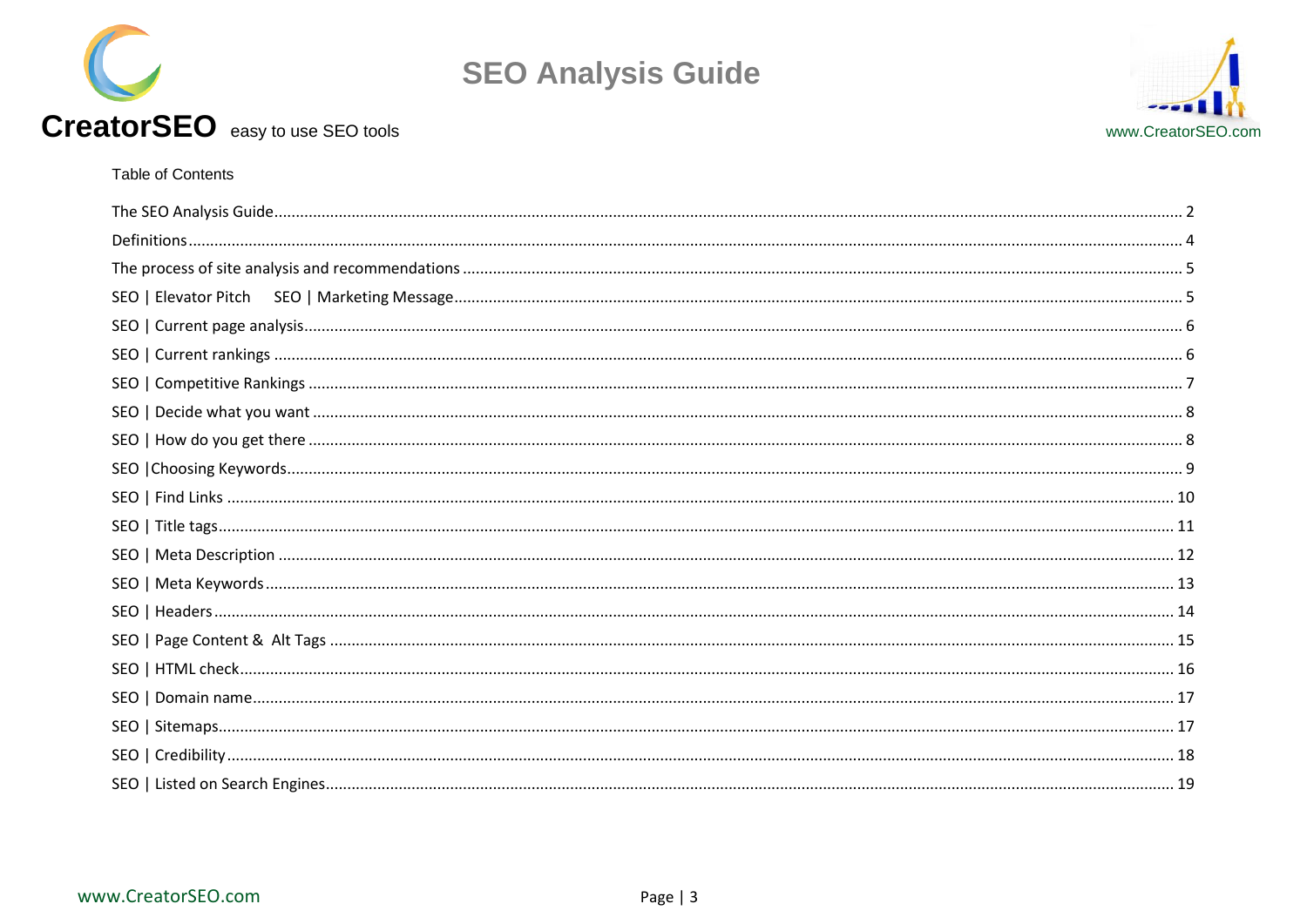Table of Contents

The SEO Analysis Guide ........ 2
Definitions ........ 4
The process of site analysis and recommendations ........ 5
SEO | Elevator Pitch SEO | Marketing Message ........ 5
SEO | Current page analysis ........ 6
SEO | Current rankings ........ 6
SEO | Competitive Rankings ........ 7
SEO | Decide what you want ........ 8
SEO | How do you get there ........ 8
SEO |Choosing Keywords ........ 9
SEO | Find Links ........ 10
SEO | Title tags ........ 11
SEO | Meta Description ........ 12
SEO | Meta Keywords ........ 13
SEO | Headers ........ 14
SEO | Page Content & Alt Tags ........ 15
SEO | HTML check ........ 16
SEO | Domain name ........ 17
SEO | Sitemaps ........ 17
SEO | Credibility ........ 18
SEO | Listed on Search Engines ........ 19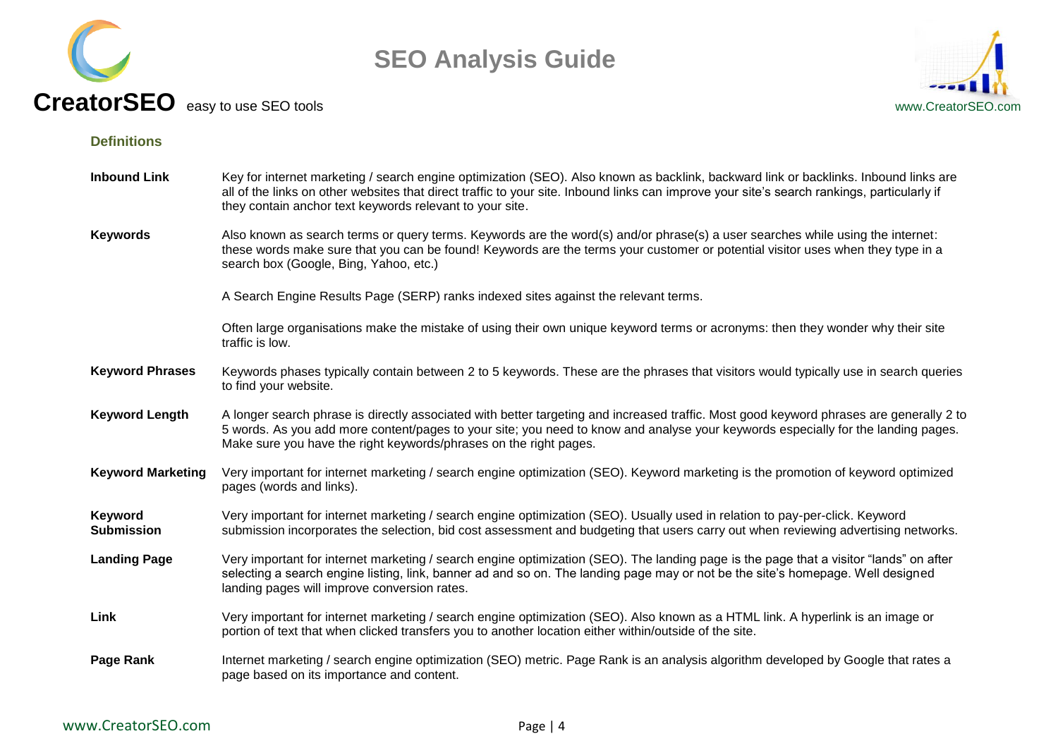## Definitions

**Inbound Link**

Key for internet marketing / search engine optimization (SEO). Also known as backlink, backward link or backlinks. Inbound links are all of the links on other websites that direct traffic to your site. Inbound links can improve your site's search rankings, particularly if they contain anchor text keywords relevant to your site.

**Keywords**

Also known as search terms or query terms. Keywords are the word(s) and/or phrase(s) a user searches while using the internet: these words make sure that you can be found! Keywords are the terms your customer or potential visitor uses when they type in a search box (Google, Bing, Yahoo, etc.)

A Search Engine Results Page (SERP) ranks indexed sites against the relevant terms.

Often large organisations make the mistake of using their own unique keyword terms or acronyms: then they wonder why their site traffic is low.

**Keyword Phrases**

Keywords phases typically contain between 2 to 5 keywords. These are the phrases that visitors would typically use in search queries to find your website.

**Keyword Length**

A longer search phrase is directly associated with better targeting and increased traffic. Most good keyword phrases are generally 2 to 5 words. As you add more content/pages to your site; you need to know and analyse your keywords especially for the landing pages. Make sure you have the right keywords/phrases on the right pages.

**Keyword Marketing**

Very important for internet marketing / search engine optimization (SEO). Keyword marketing is the promotion of keyword optimized pages (words and links).

**Keyword Submission**

Very important for internet marketing / search engine optimization (SEO). Usually used in relation to pay-per-click. Keyword submission incorporates the selection, bid cost assessment and budgeting that users carry out when reviewing advertising networks.

**Landing Page**

Very important for internet marketing / search engine optimization (SEO). The landing page is the page that a visitor "lands" on after selecting a search engine listing, link, banner ad and so on. The landing page may or not be the site's homepage. Well designed landing pages will improve conversion rates.

**Link**

Very important for internet marketing / search engine optimization (SEO). Also known as a HTML link. A hyperlink is an image or portion of text that when clicked transfers you to another location either within/outside of the site.

**Page Rank**

Internet marketing / search engine optimization (SEO) metric. Page Rank is an analysis algorithm developed by Google that rates a page based on its importance and content.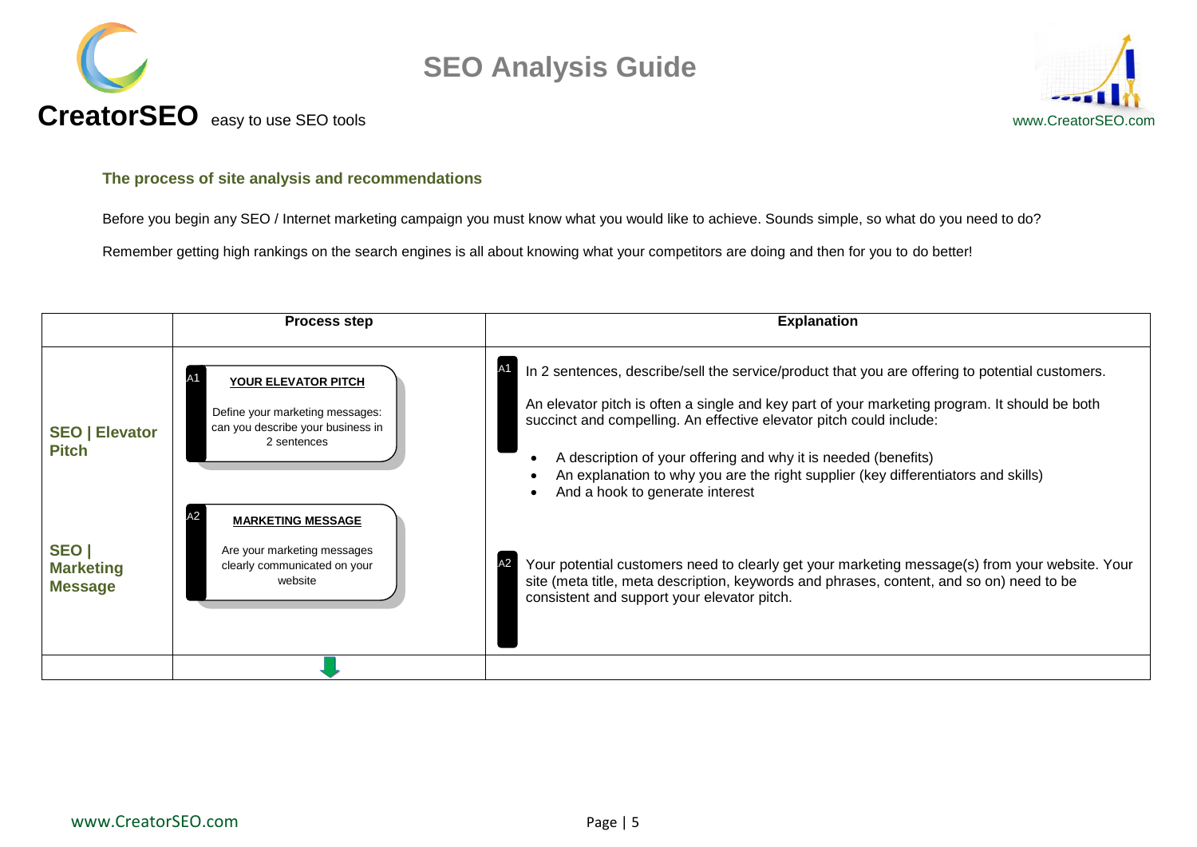### The process of site analysis and recommendations

Before you begin any SEO / Internet marketing campaign you must know what you would like to achieve. Sounds simple, so what do you need to do?

Remember getting high rankings on the search engines is all about knowing what your competitors are doing and then for you to do better!

| | Process step | Explanation |
|---|---|---|
| **SEO \| Elevator Pitch** | A1 **YOUR ELEVATOR PITCH** Define your marketing messages: can you describe your business in 2 sentences | A1 In 2 sentences, describe/sell the service/product that you are offering to potential customers. An elevator pitch is often a single and key part of your marketing program. It should be both succinct and compelling. An effective elevator pitch could include: • A description of your offering and why it is needed (benefits) • An explanation to why you are the right supplier (key differentiators and skills) • And a hook to generate interest |
| **SEO \| Marketing Message** | A2 **MARKETING MESSAGE** Are your marketing messages clearly communicated on your website | A2 Your potential customers need to clearly get your marketing message(s) from your website. Your site (meta title, meta description, keywords and phrases, content, and so on) need to be consistent and support your elevator pitch. |
| | ⬇ | |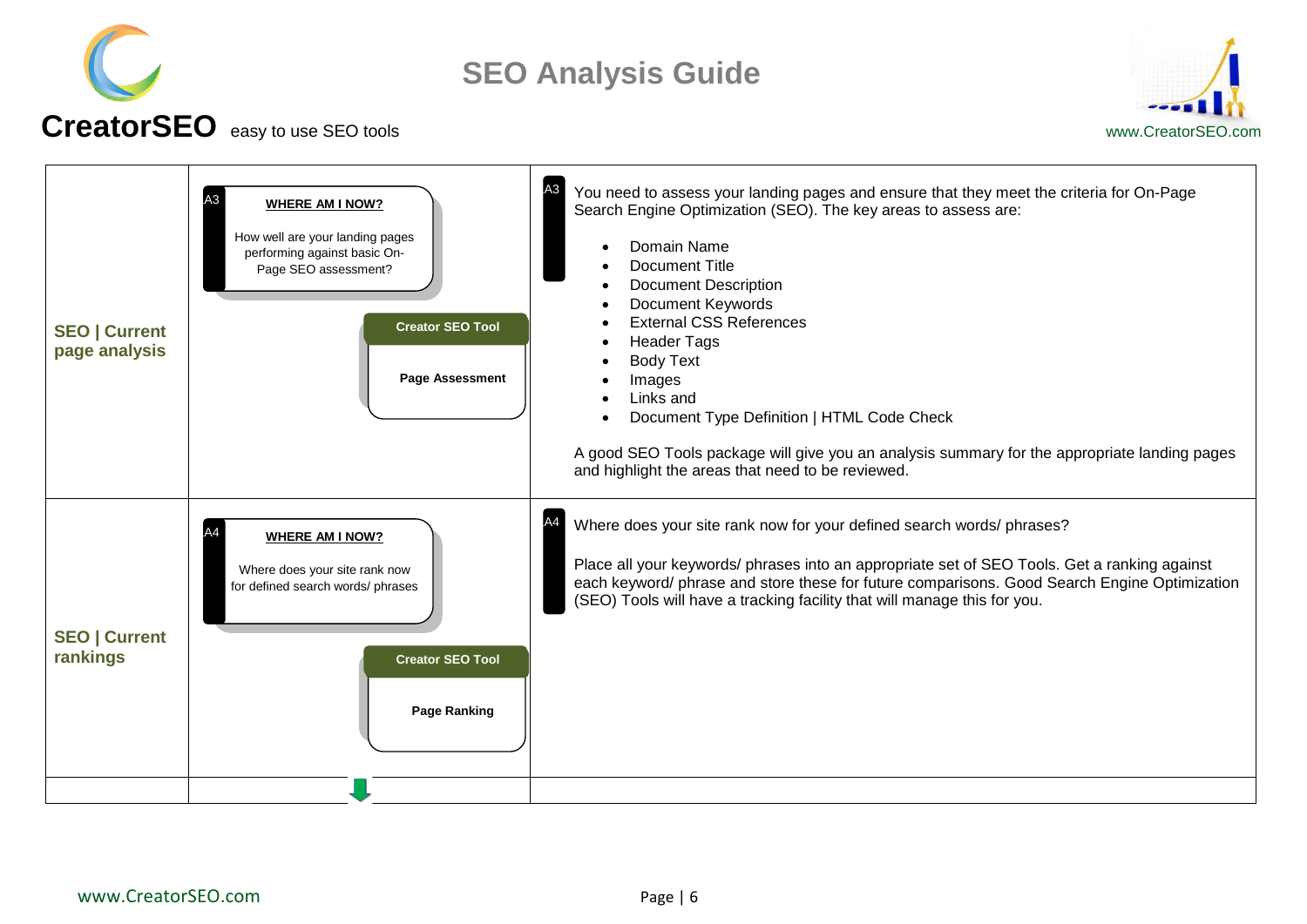| | | |
|---|---|---|
| **SEO \| Current page analysis** | A3 **WHERE AM I NOW?**<br><br>How well are your landing pages performing against basic On-Page SEO assessment?<br><br>**Creator SEO Tool**<br>**Page Assessment** | A3 You need to assess your landing pages and ensure that they meet the criteria for On-Page Search Engine Optimization (SEO). The key areas to assess are:<br><br>• Domain Name<br>• Document Title<br>• Document Description<br>• Document Keywords<br>• External CSS References<br>• Header Tags<br>• Body Text<br>• Images<br>• Links and<br>• Document Type Definition \| HTML Code Check<br><br>A good SEO Tools package will give you an analysis summary for the appropriate landing pages and highlight the areas that need to be reviewed. |
| **SEO \| Current rankings** | A4 **WHERE AM I NOW?**<br><br>Where does your site rank now for defined search words/ phrases<br><br>**Creator SEO Tool**<br>**Page Ranking** | A4 Where does your site rank now for your defined search words/ phrases?<br><br>Place all your keywords/ phrases into an appropriate set of SEO Tools. Get a ranking against each keyword/ phrase and store these for future comparisons. Good Search Engine Optimization (SEO) Tools will have a tracking facility that will manage this for you. |
| | | |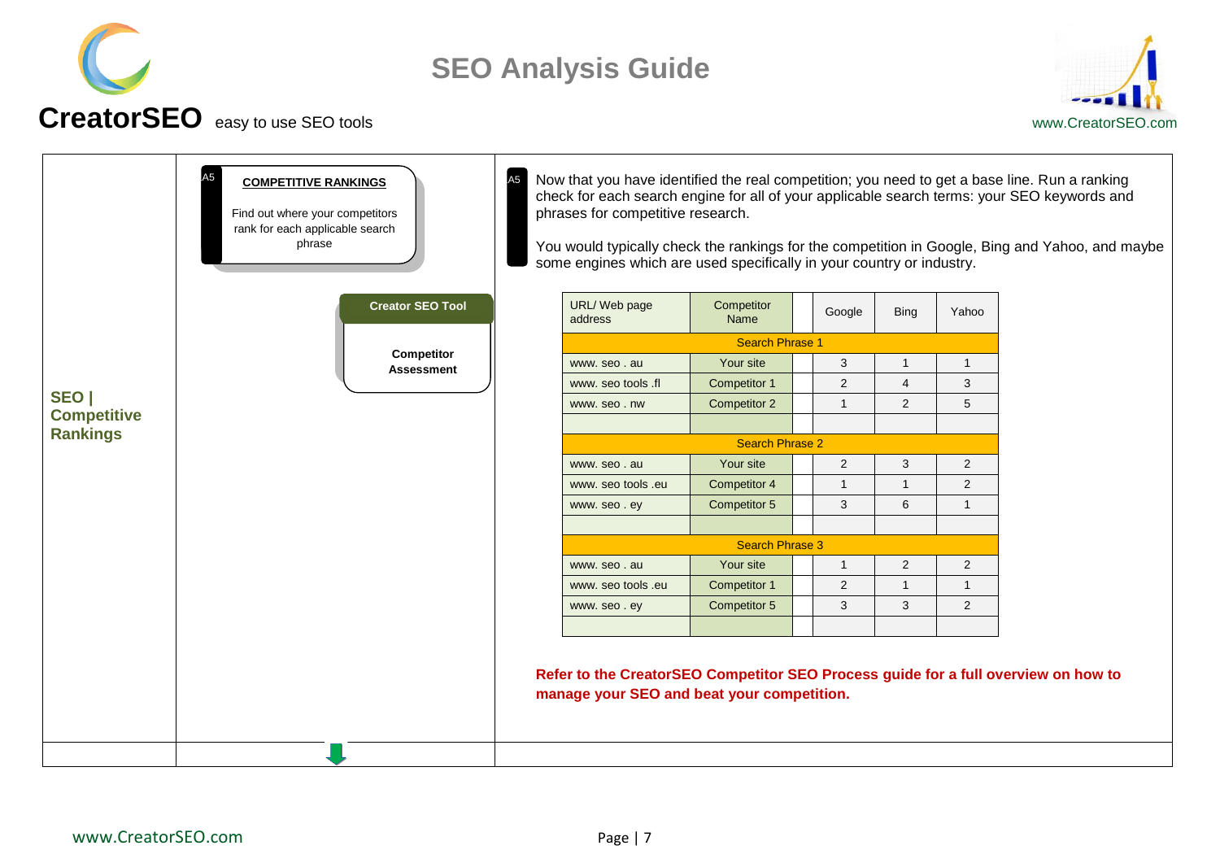## SEO | Competitive Rankings

A5

**COMPETITIVE RANKINGS**

Find out where your competitors rank for each applicable search phrase

**Creator SEO Tool**

**Competitor Assessment**

A5

Now that you have identified the real competition; you need to get a base line. Run a ranking check for each search engine for all of your applicable search terms: your SEO keywords and phrases for competitive research.

You would typically check the rankings for the competition in Google, Bing and Yahoo, and maybe some engines which are used specifically in your country or industry.

| URL/ Web page address | Competitor Name | | Google | Bing | Yahoo |
|---|---|---|---|---|---|
| Search Phrase 1 | | | | | |
| www. seo . au | Your site | | 3 | 1 | 1 |
| www. seo tools .fl | Competitor 1 | | 2 | 4 | 3 |
| www. seo . nw | Competitor 2 | | 1 | 2 | 5 |
| | | | | | |
| Search Phrase 2 | | | | | |
| www. seo . au | Your site | | 2 | 3 | 2 |
| www. seo tools .eu | Competitor 4 | | 1 | 1 | 2 |
| www. seo . ey | Competitor 5 | | 3 | 6 | 1 |
| | | | | | |
| Search Phrase 3 | | | | | |
| www. seo . au | Your site | | 1 | 2 | 2 |
| www. seo tools .eu | Competitor 1 | | 2 | 1 | 1 |
| www. seo . ey | Competitor 5 | | 3 | 3 | 2 |
| | | | | | |

**Refer to the CreatorSEO Competitor SEO Process guide for a full overview on how to manage your SEO and beat your competition.**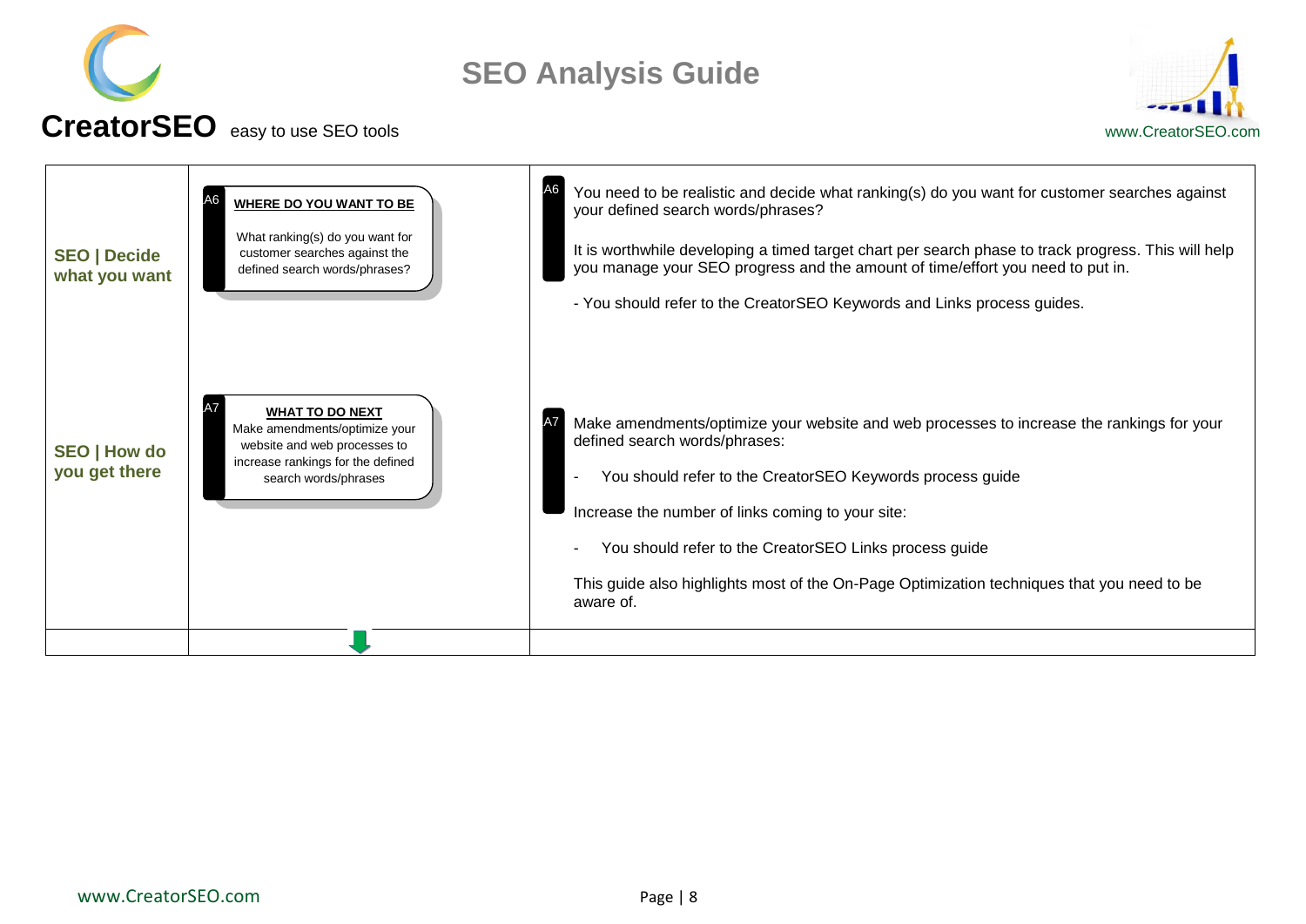# SEO Analysis Guide

**CreatorSEO** easy to use SEO tools

www.CreatorSEO.com

| | | |
|---|---|---|
| **SEO \| Decide what you want** | A6 **WHERE DO YOU WANT TO BE**<br><br>What ranking(s) do you want for customer searches against the defined search words/phrases? | A6 You need to be realistic and decide what ranking(s) do you want for customer searches against your defined search words/phrases?<br><br>It is worthwhile developing a timed target chart per search phase to track progress. This will help you manage your SEO progress and the amount of time/effort you need to put in.<br><br>- You should refer to the CreatorSEO Keywords and Links process guides. |
| **SEO \| How do you get there** | A7 **WHAT TO DO NEXT**<br>Make amendments/optimize your website and web processes to increase rankings for the defined search words/phrases | A7 Make amendments/optimize your website and web processes to increase the rankings for your defined search words/phrases:<br><br>- You should refer to the CreatorSEO Keywords process guide<br><br>Increase the number of links coming to your site:<br><br>- You should refer to the CreatorSEO Links process guide<br><br>This guide also highlights most of the On-Page Optimization techniques that you need to be aware of. |
| | | |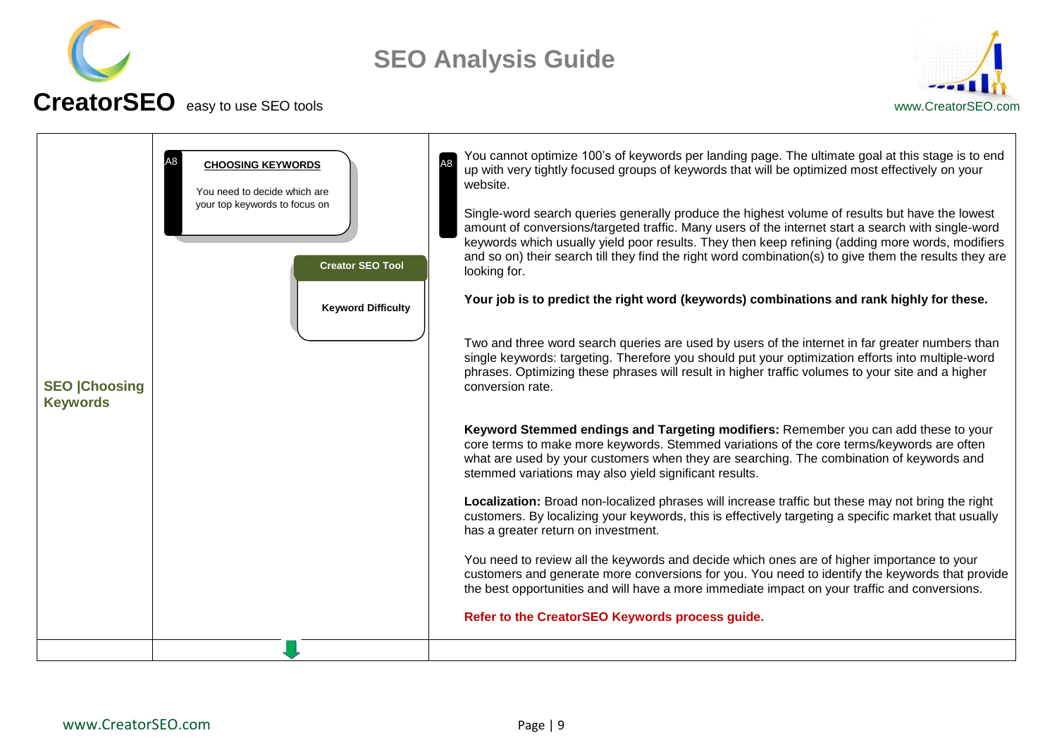| SEO \|Choosing Keywords | A8 **CHOOSING KEYWORDS** You need to decide which are your top keywords to focus on<br><br>**Creator SEO Tool**<br>**Keyword Difficulty** | A8 You cannot optimize 100's of keywords per landing page. The ultimate goal at this stage is to end up with very tightly focused groups of keywords that will be optimized most effectively on your website.<br><br>Single-word search queries generally produce the highest volume of results but have the lowest amount of conversions/targeted traffic. Many users of the internet start a search with single-word keywords which usually yield poor results. They then keep refining (adding more words, modifiers and so on) their search till they find the right word combination(s) to give them the results they are looking for.<br><br>**Your job is to predict the right word (keywords) combinations and rank highly for these.**<br><br>Two and three word search queries are used by users of the internet in far greater numbers than single keywords: targeting. Therefore you should put your optimization efforts into multiple-word phrases. Optimizing these phrases will result in higher traffic volumes to your site and a higher conversion rate.<br><br>**Keyword Stemmed endings and Targeting modifiers:** Remember you can add these to your core terms to make more keywords. Stemmed variations of the core terms/keywords are often what are used by your customers when they are searching. The combination of keywords and stemmed variations may also yield significant results.<br><br>**Localization:** Broad non-localized phrases will increase traffic but these may not bring the right customers. By localizing your keywords, this is effectively targeting a specific market that usually has a greater return on investment.<br><br>You need to review all the keywords and decide which ones are of higher importance to your customers and generate more conversions for you. You need to identify the keywords that provide the best opportunities and will have a more immediate impact on your traffic and conversions.<br><br>**Refer to the CreatorSEO Keywords process guide.** |
|---|---|---|
| | | |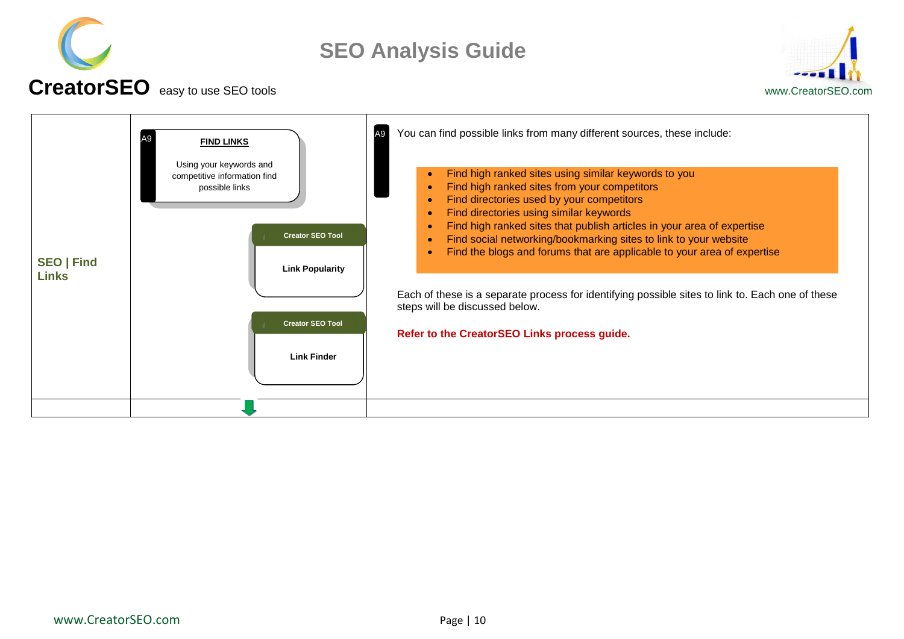| SEO \| Find Links | A9 **FIND LINKS**<br><br>Using your keywords and competitive information find possible links<br><br>Creator SEO Tool<br>**Link Popularity**<br><br>Creator SEO Tool<br>**Link Finder** | A9 You can find possible links from many different sources, these include:<br><br>• Find high ranked sites using similar keywords to you<br>• Find high ranked sites from your competitors<br>• Find directories used by your competitors<br>• Find directories using similar keywords<br>• Find high ranked sites that publish articles in your area of expertise<br>• Find social networking/bookmarking sites to link to your website<br>• Find the blogs and forums that are applicable to your area of expertise<br><br>Each of these is a separate process for identifying possible sites to link to. Each one of these steps will be discussed below.<br><br>**Refer to the CreatorSEO Links process guide.** |
|---|---|---|
| | | |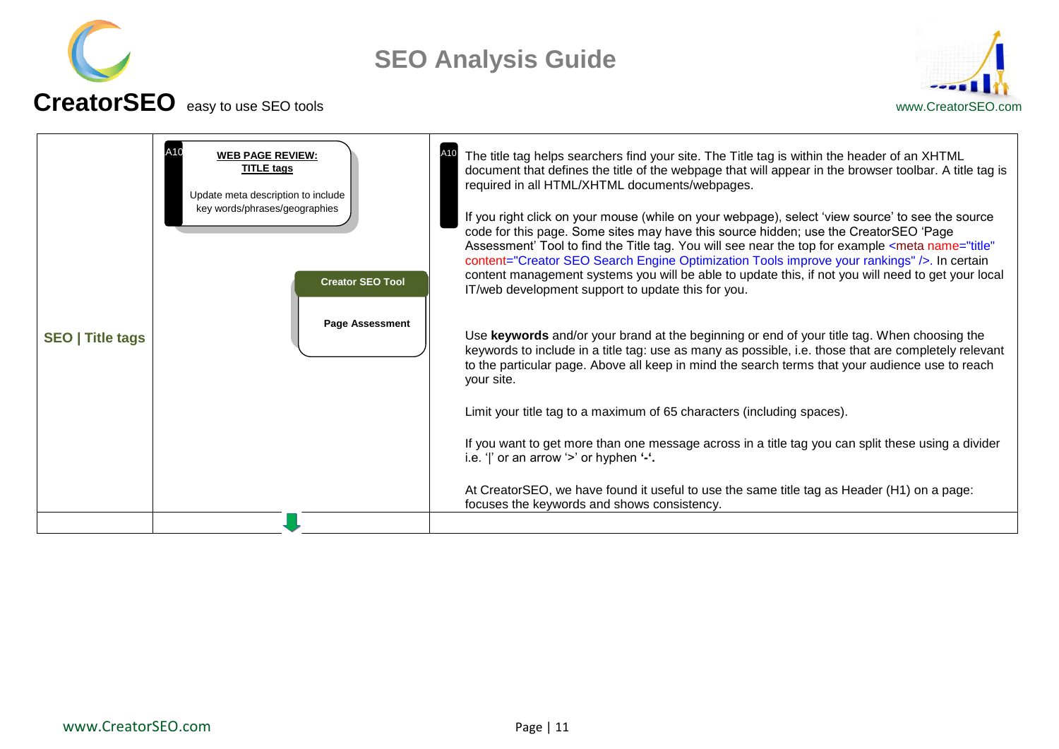| SEO \| Title tags | A10 **WEB PAGE REVIEW: TITLE tags**<br><br>Update meta description to include key words/phrases/geographies<br><br>**Creator SEO Tool**<br><br>**Page Assessment** | A10 The title tag helps searchers find your site. The Title tag is within the header of an XHTML document that defines the title of the webpage that will appear in the browser toolbar. A title tag is required in all HTML/XHTML documents/webpages.<br><br>If you right click on your mouse (while on your webpage), select 'view source' to see the source code for this page. Some sites may have this source hidden; use the CreatorSEO 'Page Assessment' Tool to find the Title tag. You will see near the top for example <meta name="title" content="Creator SEO Search Engine Optimization Tools improve your rankings" />. In certain content management systems you will be able to update this, if not you will need to get your local IT/web development support to update this for you.<br><br>Use **keywords** and/or your brand at the beginning or end of your title tag. When choosing the keywords to include in a title tag: use as many as possible, i.e. those that are completely relevant to the particular page. Above all keep in mind the search terms that your audience use to reach your site.<br><br>Limit your title tag to a maximum of 65 characters (including spaces).<br><br>If you want to get more than one message across in a title tag you can split these using a divider i.e. '\|' or an arrow '>' or hyphen **'-'.**<br><br>At CreatorSEO, we have found it useful to use the same title tag as Header (H1) on a page: focuses the keywords and shows consistency. |
|---|---|---|
| | | |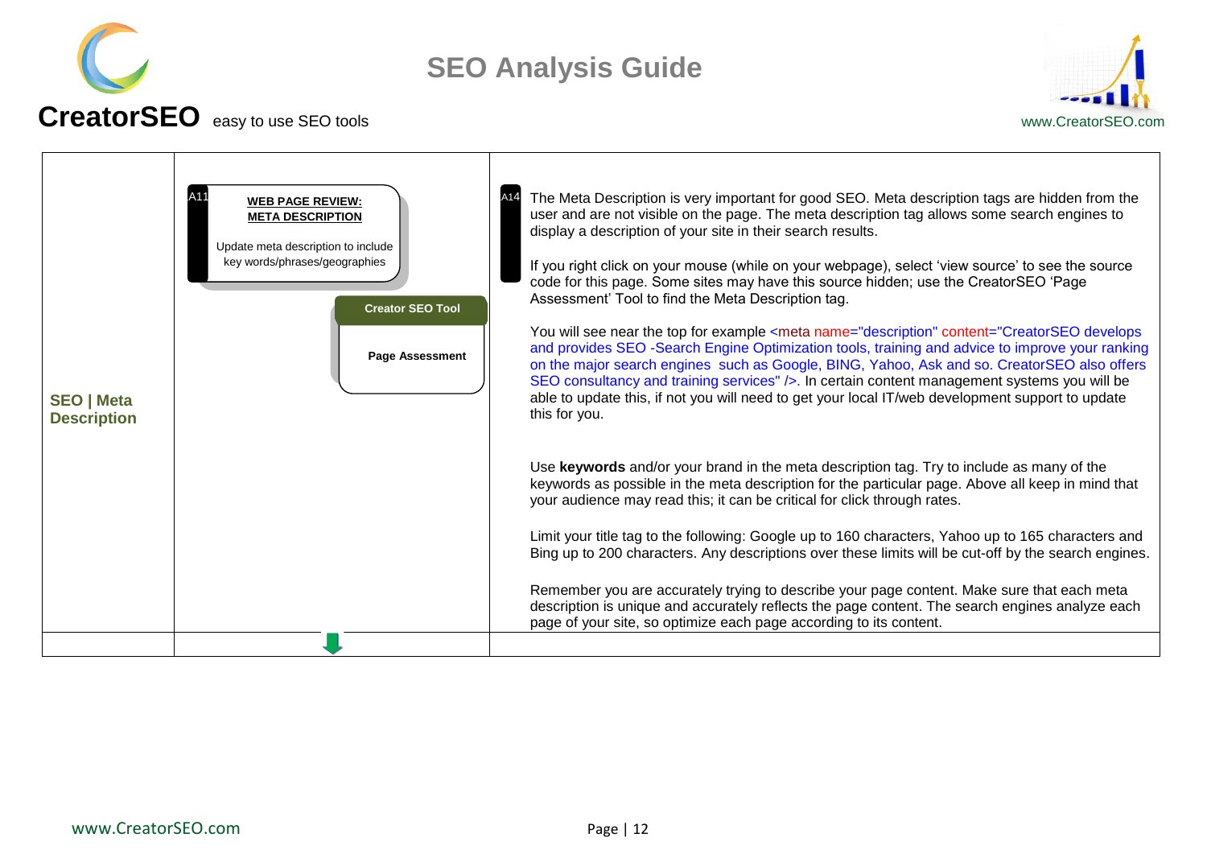| | | |
|---|---|---|
| **SEO \| Meta Description** | A11 **WEB PAGE REVIEW: META DESCRIPTION**<br><br>Update meta description to include key words/phrases/geographies<br><br>**Creator SEO Tool**<br><br>**Page Assessment** | A14 The Meta Description is very important for good SEO. Meta description tags are hidden from the user and are not visible on the page. The meta description tag allows some search engines to display a description of your site in their search results.<br><br>If you right click on your mouse (while on your webpage), select 'view source' to see the source code for this page. Some sites may have this source hidden; use the CreatorSEO 'Page Assessment' Tool to find the Meta Description tag.<br><br>You will see near the top for example <meta name="description" content="CreatorSEO develops and provides SEO -Search Engine Optimization tools, training and advice to improve your ranking on the major search engines such as Google, BING, Yahoo, Ask and so. CreatorSEO also offers SEO consultancy and training services" />. In certain content management systems you will be able to update this, if not you will need to get your local IT/web development support to update this for you.<br><br>Use **keywords** and/or your brand in the meta description tag. Try to include as many of the keywords as possible in the meta description for the particular page. Above all keep in mind that your audience may read this; it can be critical for click through rates.<br><br>Limit your title tag to the following: Google up to 160 characters, Yahoo up to 165 characters and Bing up to 200 characters. Any descriptions over these limits will be cut-off by the search engines.<br><br>Remember you are accurately trying to describe your page content. Make sure that each meta description is unique and accurately reflects the page content. The search engines analyze each page of your site, so optimize each page according to its content. |
| | | |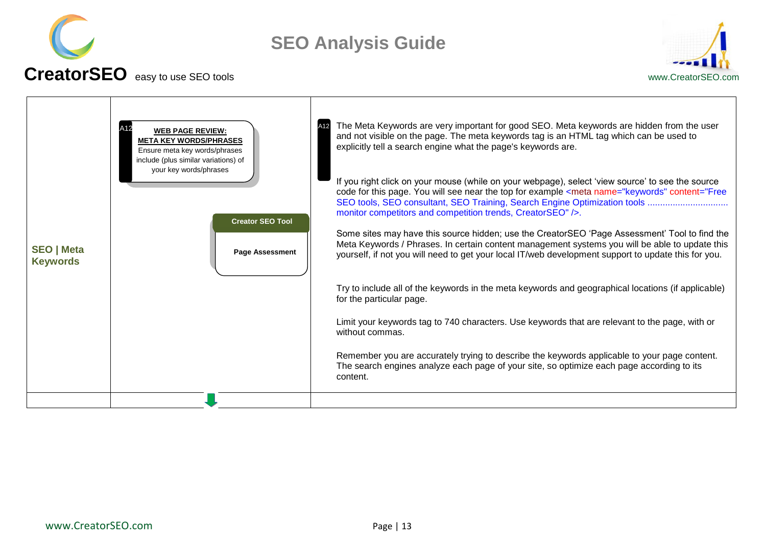| SEO \| Meta Keywords | A12 **WEB PAGE REVIEW: META KEY WORDS/PHRASES** Ensure meta key words/phrases include (plus similar variations) of your key words/phrases<br><br>**Creator SEO Tool**<br>**Page Assessment** | A12 The Meta Keywords are very important for good SEO. Meta keywords are hidden from the user and not visible on the page. The meta keywords tag is an HTML tag which can be used to explicitly tell a search engine what the page's keywords are.<br><br>If you right click on your mouse (while on your webpage), select 'view source' to see the source code for this page. You will see near the top for example <meta name="keywords" content="Free SEO tools, SEO consultant, SEO Training, Search Engine Optimization tools ................................ monitor competitors and competition trends, CreatorSEO" />.<br><br>Some sites may have this source hidden; use the CreatorSEO 'Page Assessment' Tool to find the Meta Keywords / Phrases. In certain content management systems you will be able to update this yourself, if not you will need to get your local IT/web development support to update this for you.<br><br>Try to include all of the keywords in the meta keywords and geographical locations (if applicable) for the particular page.<br><br>Limit your keywords tag to 740 characters. Use keywords that are relevant to the page, with or without commas.<br><br>Remember you are accurately trying to describe the keywords applicable to your page content. The search engines analyze each page of your site, so optimize each page according to its content. |
|---|---|---|
| | | |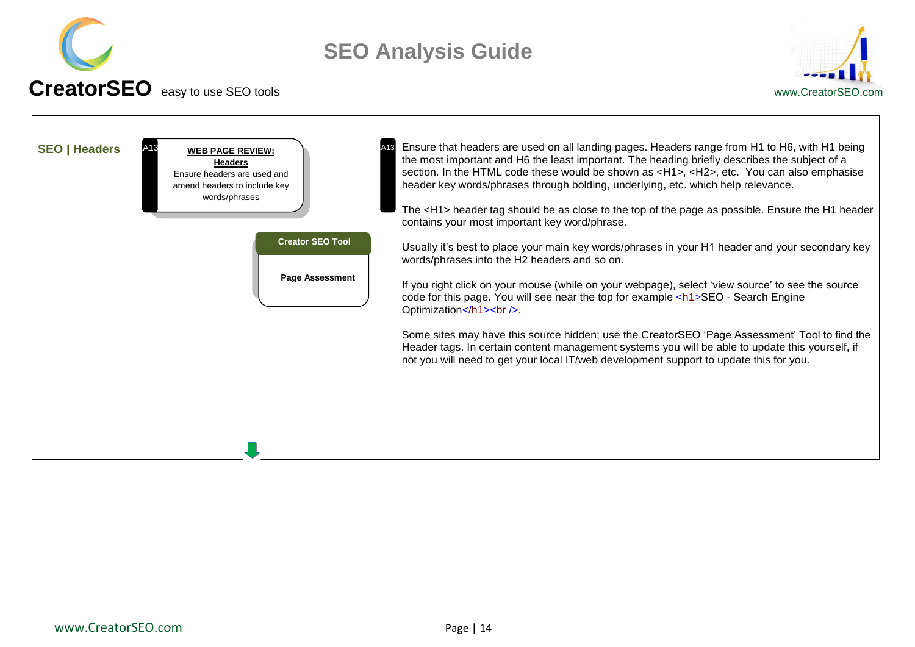## SEO | Headers

A13

**WEB PAGE REVIEW:**
**Headers**
Ensure headers are used and amend headers to include key words/phrases

**Creator SEO Tool**

**Page Assessment**

A13 Ensure that headers are used on all landing pages. Headers range from H1 to H6, with H1 being the most important and H6 the least important. The heading briefly describes the subject of a section. In the HTML code these would be shown as <H1>, <H2>, etc. You can also emphasise header key words/phrases through bolding, underlying, etc. which help relevance.

The <H1> header tag should be as close to the top of the page as possible. Ensure the H1 header contains your most important key word/phrase.

Usually it's best to place your main key words/phrases in your H1 header and your secondary key words/phrases into the H2 headers and so on.

If you right click on your mouse (while on your webpage), select 'view source' to see the source code for this page. You will see near the top for example <h1>SEO - Search Engine Optimization</h1><br />.

Some sites may have this source hidden; use the CreatorSEO 'Page Assessment' Tool to find the Header tags. In certain content management systems you will be able to update this yourself, if not you will need to get your local IT/web development support to update this for you.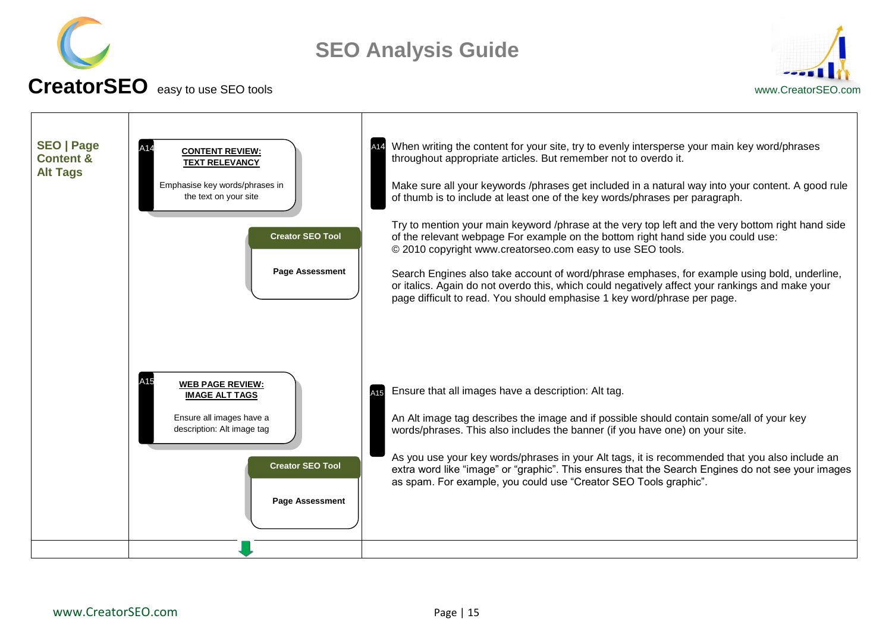# SEO Analysis Guide

**CreatorSEO** easy to use SEO tools

www.CreatorSEO.com

| SEO \| Page Content & Alt Tags | | |
|---|---|---|
| **SEO \| Page Content & Alt Tags** | A14 **CONTENT REVIEW: TEXT RELEVANCY** Emphasise key words/phrases in the text on your site<br><br>**Creator SEO Tool** **Page Assessment** | A14 When writing the content for your site, try to evenly intersperse your main key word/phrases throughout appropriate articles. But remember not to overdo it.<br><br>Make sure all your keywords /phrases get included in a natural way into your content. A good rule of thumb is to include at least one of the key words/phrases per paragraph.<br><br>Try to mention your main keyword /phrase at the very top left and the very bottom right hand side of the relevant webpage For example on the bottom right hand side you could use: © 2010 copyright www.creatorseo.com easy to use SEO tools.<br><br>Search Engines also take account of word/phrase emphases, for example using bold, underline, or italics. Again do not overdo this, which could negatively affect your rankings and make your page difficult to read. You should emphasise 1 key word/phrase per page. |
| | A15 **WEB PAGE REVIEW: IMAGE ALT TAGS** Ensure all images have a description: Alt image tag<br><br>**Creator SEO Tool** **Page Assessment** | A15 Ensure that all images have a description: Alt tag.<br><br>An Alt image tag describes the image and if possible should contain some/all of your key words/phrases. This also includes the banner (if you have one) on your site.<br><br>As you use your key words/phrases in your Alt tags, it is recommended that you also include an extra word like “image” or “graphic”. This ensures that the Search Engines do not see your images as spam. For example, you could use “Creator SEO Tools graphic”. |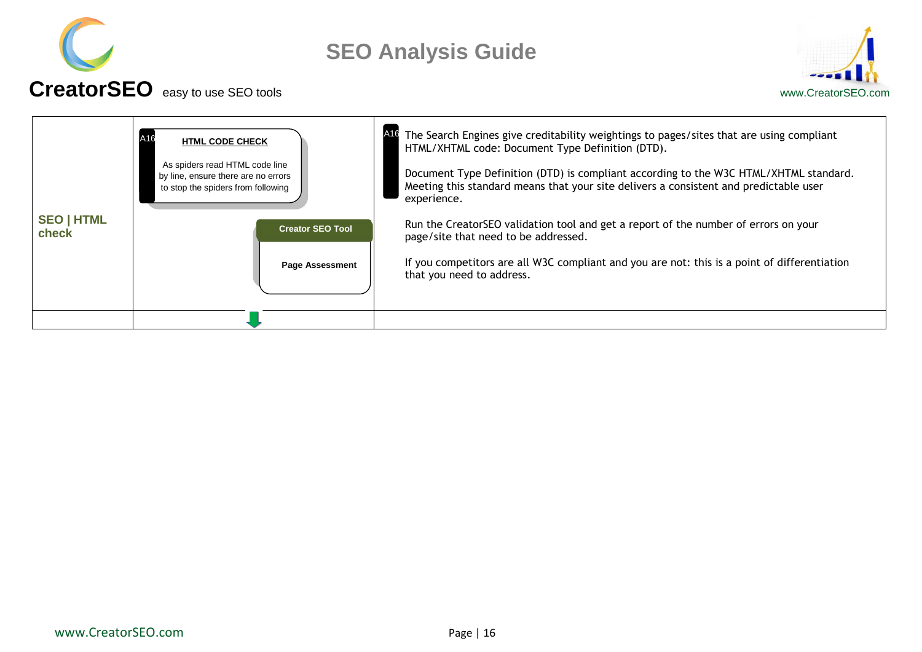| SEO \| HTML check | A16 **HTML CODE CHECK**<br><br>As spiders read HTML code line by line, ensure there are no errors to stop the spiders from following<br><br>**Creator SEO Tool**<br><br>**Page Assessment** | A16 The Search Engines give creditability weightings to pages/sites that are using compliant HTML/XHTML code: Document Type Definition (DTD).<br><br>Document Type Definition (DTD) is compliant according to the W3C HTML/XHTML standard. Meeting this standard means that your site delivers a consistent and predictable user experience.<br><br>Run the CreatorSEO validation tool and get a report of the number of errors on your page/site that need to be addressed.<br><br>If you competitors are all W3C compliant and you are not: this is a point of differentiation that you need to address. |
|---|---|---|
| | | |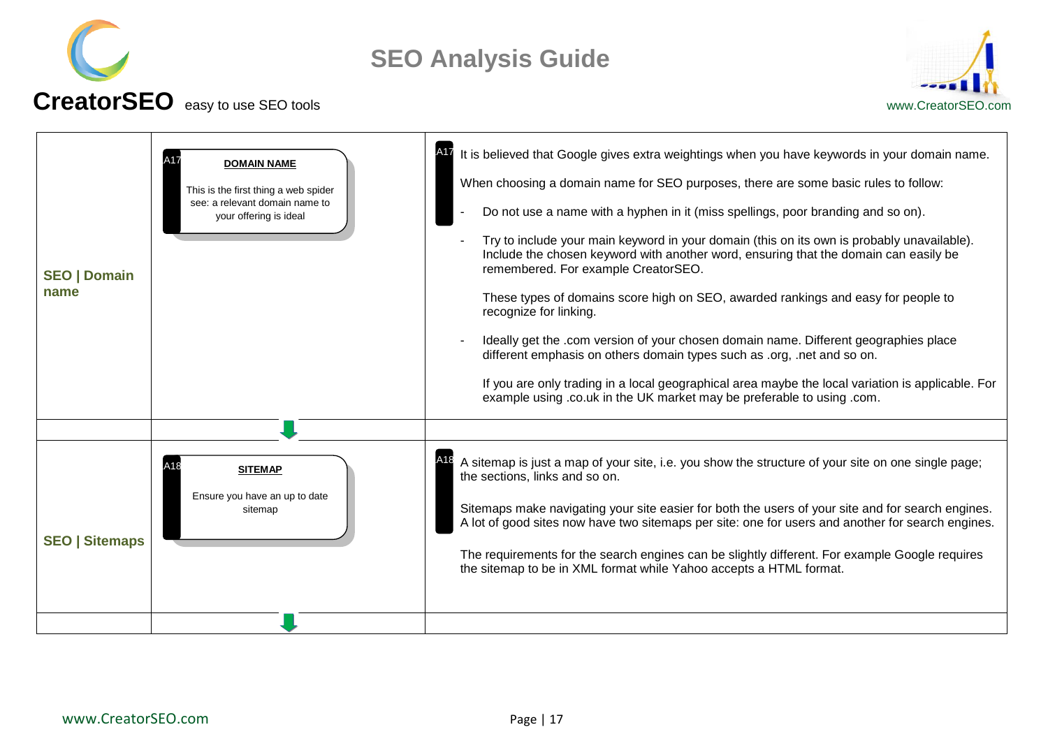| | | |
|---|---|---|
| **SEO \| Domain name** | A17 **DOMAIN NAME**<br><br>This is the first thing a web spider see: a relevant domain name to your offering is ideal | A17 It is believed that Google gives extra weightings when you have keywords in your domain name.<br><br>When choosing a domain name for SEO purposes, there are some basic rules to follow:<br><br>- Do not use a name with a hyphen in it (miss spellings, poor branding and so on).<br>- Try to include your main keyword in your domain (this on its own is probably unavailable). Include the chosen keyword with another word, ensuring that the domain can easily be remembered. For example CreatorSEO.<br><br>These types of domains score high on SEO, awarded rankings and easy for people to recognize for linking.<br><br>- Ideally get the .com version of your chosen domain name. Different geographies place different emphasis on others domain types such as .org, .net and so on.<br><br>If you are only trading in a local geographical area maybe the local variation is applicable. For example using .co.uk in the UK market may be preferable to using .com. |
| | | |
| **SEO \| Sitemaps** | A18 **SITEMAP**<br><br>Ensure you have an up to date sitemap | A18 A sitemap is just a map of your site, i.e. you show the structure of your site on one single page; the sections, links and so on.<br><br>Sitemaps make navigating your site easier for both the users of your site and for search engines. A lot of good sites now have two sitemaps per site: one for users and another for search engines.<br><br>The requirements for the search engines can be slightly different. For example Google requires the sitemap to be in XML format while Yahoo accepts a HTML format. |
| | | |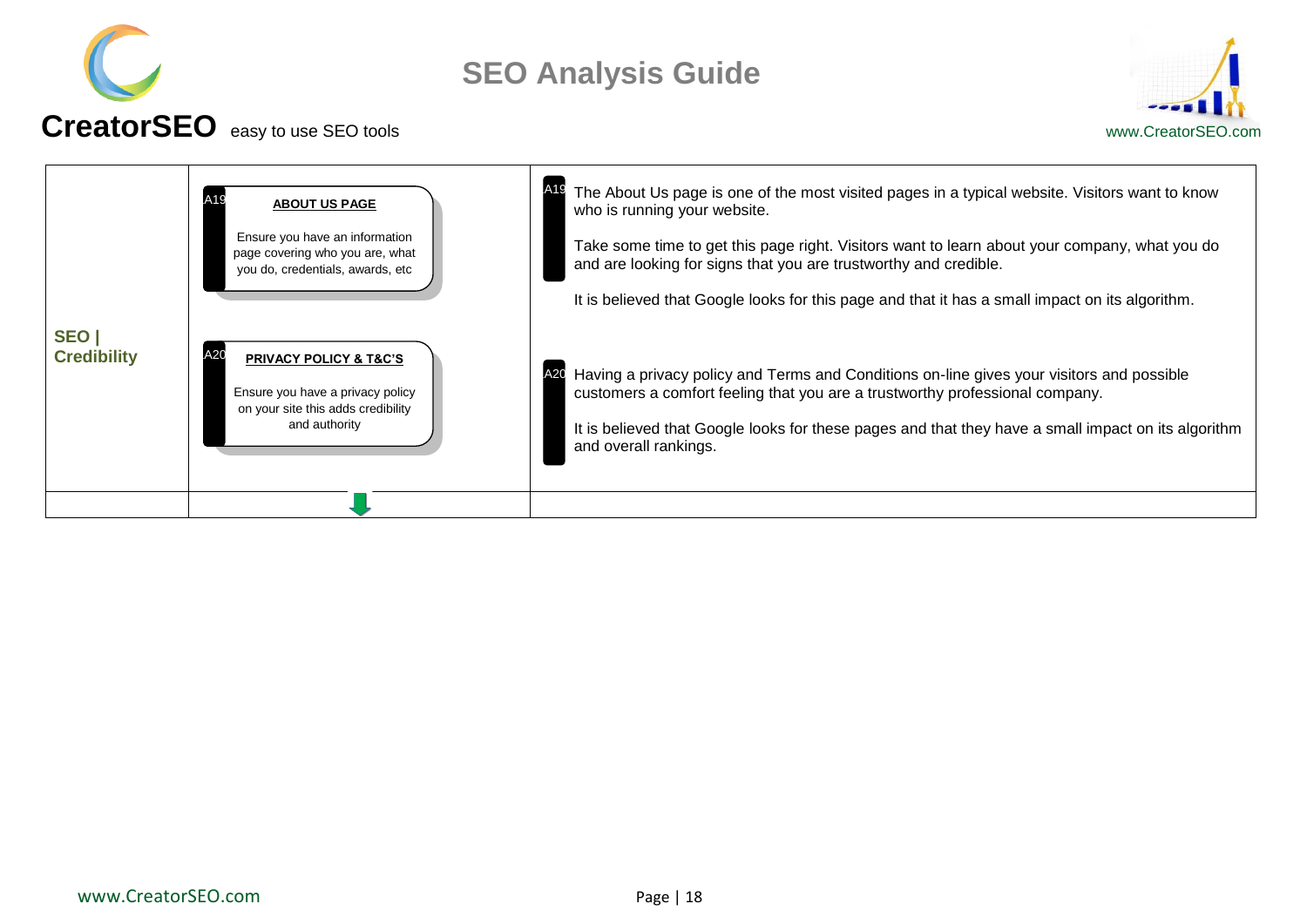| SEO \| Credibility | Boxes | Explanation |
|---|---|---|
| **SEO \| Credibility** | A19 **ABOUT US PAGE**<br><br>Ensure you have an information page covering who you are, what you do, credentials, awards, etc<br><br>A20 **PRIVACY POLICY & T&C'S**<br><br>Ensure you have a privacy policy on your site this adds credibility and authority | A19 The About Us page is one of the most visited pages in a typical website. Visitors want to know who is running your website.<br><br>Take some time to get this page right. Visitors want to learn about your company, what you do and are looking for signs that you are trustworthy and credible.<br><br>It is believed that Google looks for this page and that it has a small impact on its algorithm.<br><br>A20 Having a privacy policy and Terms and Conditions on-line gives your visitors and possible customers a comfort feeling that you are a trustworthy professional company.<br><br>It is believed that Google looks for these pages and that they have a small impact on its algorithm and overall rankings. |
| | | |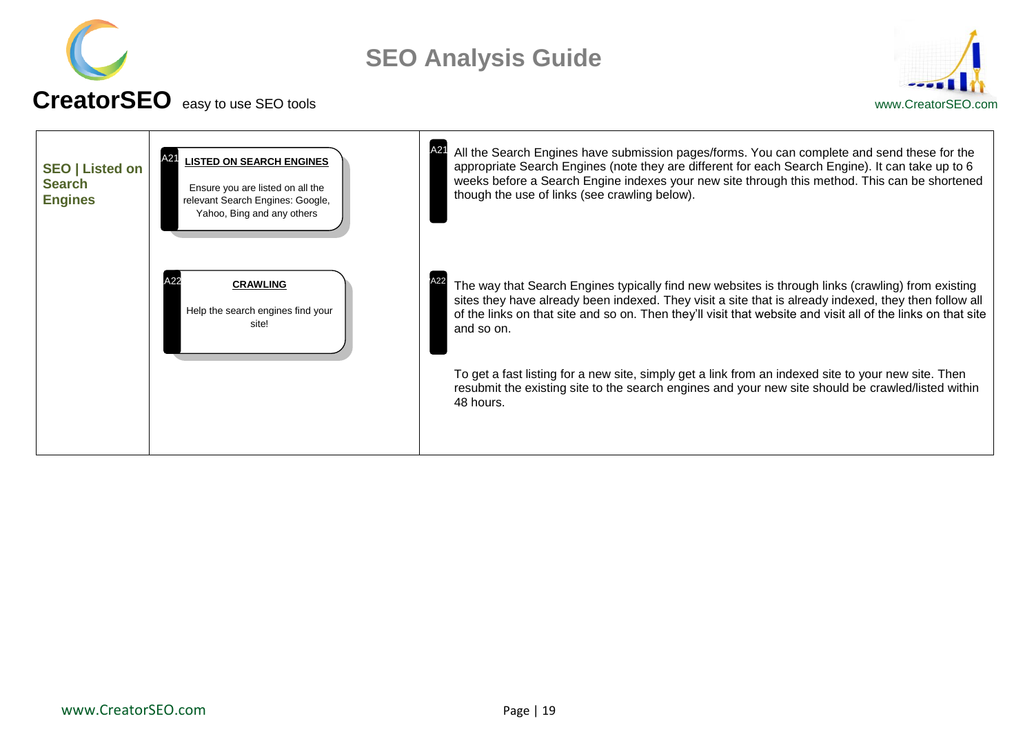| SEO \| Listed on Search Engines | | |
|---|---|---|
| | A21 **LISTED ON SEARCH ENGINES**<br><br>Ensure you are listed on all the relevant Search Engines: Google, Yahoo, Bing and any others | A21 All the Search Engines have submission pages/forms. You can complete and send these for the appropriate Search Engines (note they are different for each Search Engine). It can take up to 6 weeks before a Search Engine indexes your new site through this method. This can be shortened though the use of links (see crawling below). |
| | A22 **CRAWLING**<br><br>Help the search engines find your site! | A22 The way that Search Engines typically find new websites is through links (crawling) from existing sites they have already been indexed. They visit a site that is already indexed, they then follow all of the links on that site and so on. Then they'll visit that website and visit all of the links on that site and so on.<br><br>To get a fast listing for a new site, simply get a link from an indexed site to your new site. Then resubmit the existing site to the search engines and your new site should be crawled/listed within 48 hours. |